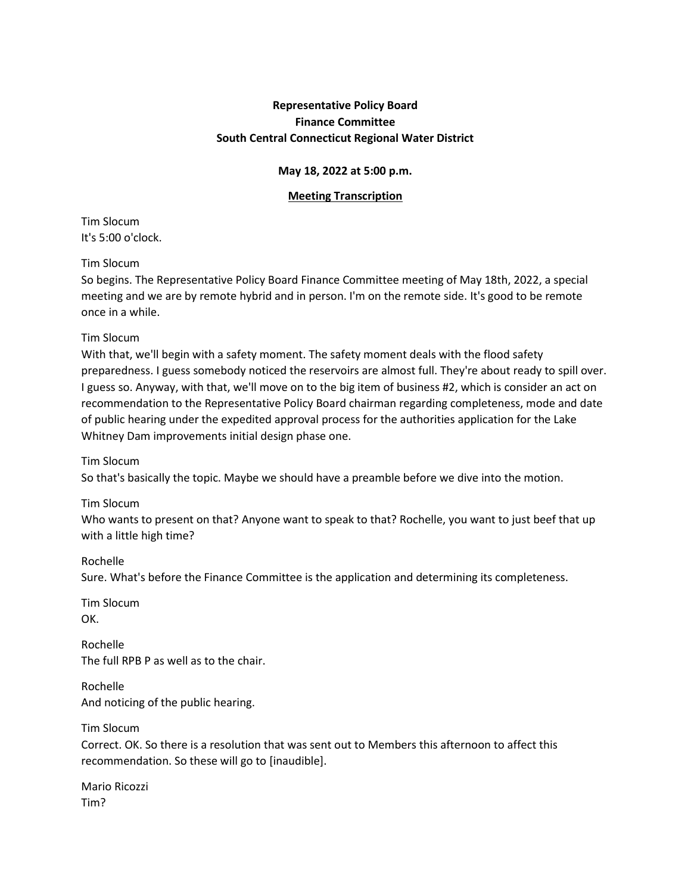**Representative Policy Board**
**Finance Committee**
**South Central Connecticut Regional Water District**

**May 18, 2022 at 5:00 p.m.**

**Meeting Transcription**

Tim Slocum
It's 5:00 o'clock.

Tim Slocum
So begins. The Representative Policy Board Finance Committee meeting of May 18th, 2022, a special meeting and we are by remote hybrid and in person. I'm on the remote side. It's good to be remote once in a while.

Tim Slocum
With that, we'll begin with a safety moment. The safety moment deals with the flood safety preparedness. I guess somebody noticed the reservoirs are almost full. They're about ready to spill over. I guess so. Anyway, with that, we'll move on to the big item of business #2, which is consider an act on recommendation to the Representative Policy Board chairman regarding completeness, mode and date of public hearing under the expedited approval process for the authorities application for the Lake Whitney Dam improvements initial design phase one.

Tim Slocum
So that's basically the topic. Maybe we should have a preamble before we dive into the motion.

Tim Slocum
Who wants to present on that? Anyone want to speak to that? Rochelle, you want to just beef that up with a little high time?

Rochelle
Sure. What's before the Finance Committee is the application and determining its completeness.

Tim Slocum
OK.

Rochelle
The full RPB P as well as to the chair.

Rochelle
And noticing of the public hearing.

Tim Slocum
Correct. OK. So there is a resolution that was sent out to Members this afternoon to affect this recommendation. So these will go to [inaudible].

Mario Ricozzi
Tim?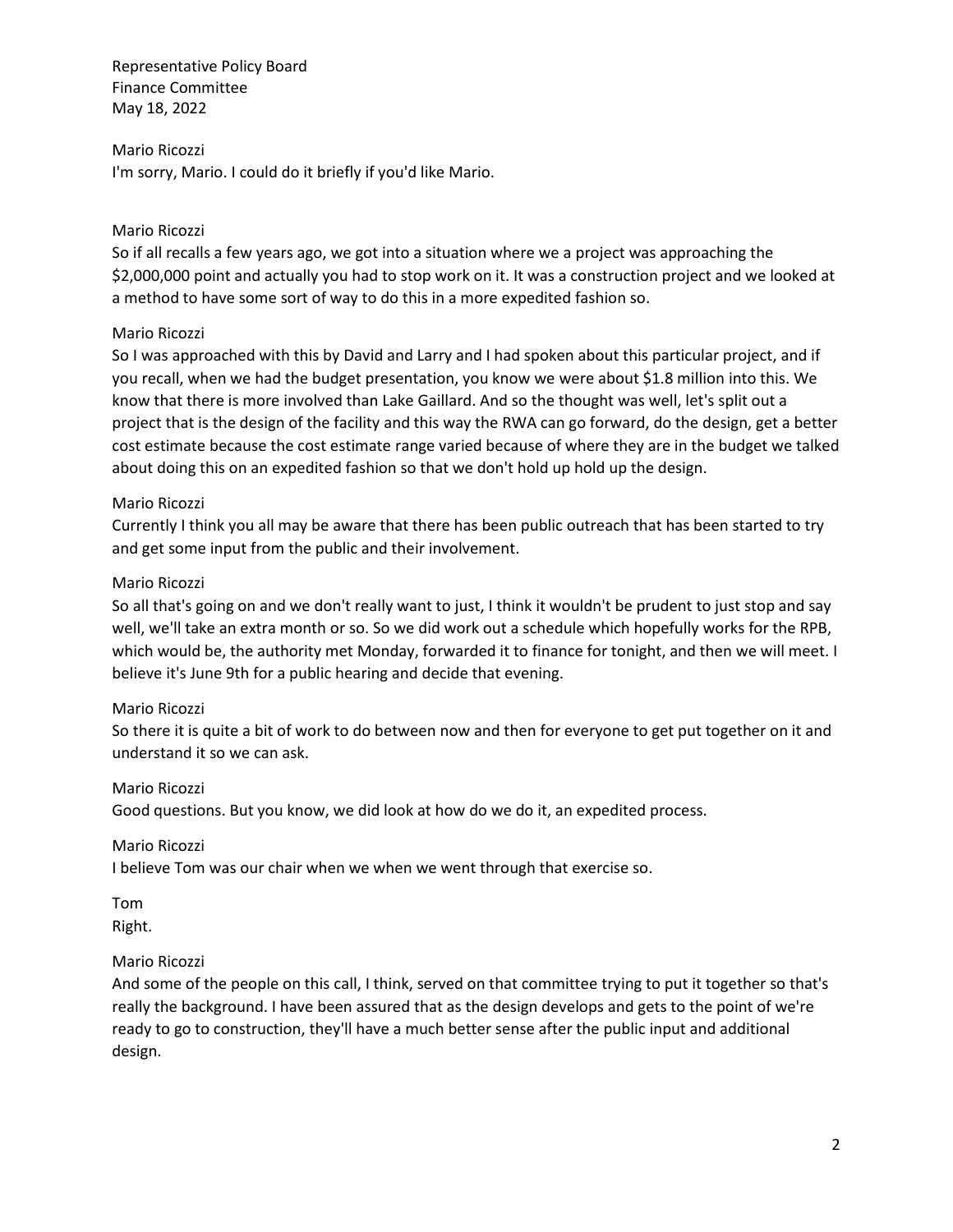Mario Ricozzi
I'm sorry, Mario. I could do it briefly if you'd like Mario.

Mario Ricozzi
So if all recalls a few years ago, we got into a situation where we a project was approaching the $2,000,000 point and actually you had to stop work on it. It was a construction project and we looked at a method to have some sort of way to do this in a more expedited fashion so.

Mario Ricozzi
So I was approached with this by David and Larry and I had spoken about this particular project, and if you recall, when we had the budget presentation, you know we were about $1.8 million into this. We know that there is more involved than Lake Gaillard. And so the thought was well, let's split out a project that is the design of the facility and this way the RWA can go forward, do the design, get a better cost estimate because the cost estimate range varied because of where they are in the budget we talked about doing this on an expedited fashion so that we don't hold up hold up the design.

Mario Ricozzi
Currently I think you all may be aware that there has been public outreach that has been started to try and get some input from the public and their involvement.

Mario Ricozzi
So all that's going on and we don't really want to just, I think it wouldn't be prudent to just stop and say well, we'll take an extra month or so. So we did work out a schedule which hopefully works for the RPB, which would be, the authority met Monday, forwarded it to finance for tonight, and then we will meet. I believe it's June 9th for a public hearing and decide that evening.

Mario Ricozzi
So there it is quite a bit of work to do between now and then for everyone to get put together on it and understand it so we can ask.

Mario Ricozzi
Good questions. But you know, we did look at how do we do it, an expedited process.

Mario Ricozzi
I believe Tom was our chair when we when we went through that exercise so.

Tom
Right.

Mario Ricozzi
And some of the people on this call, I think, served on that committee trying to put it together so that's really the background. I have been assured that as the design develops and gets to the point of we're ready to go to construction, they'll have a much better sense after the public input and additional design.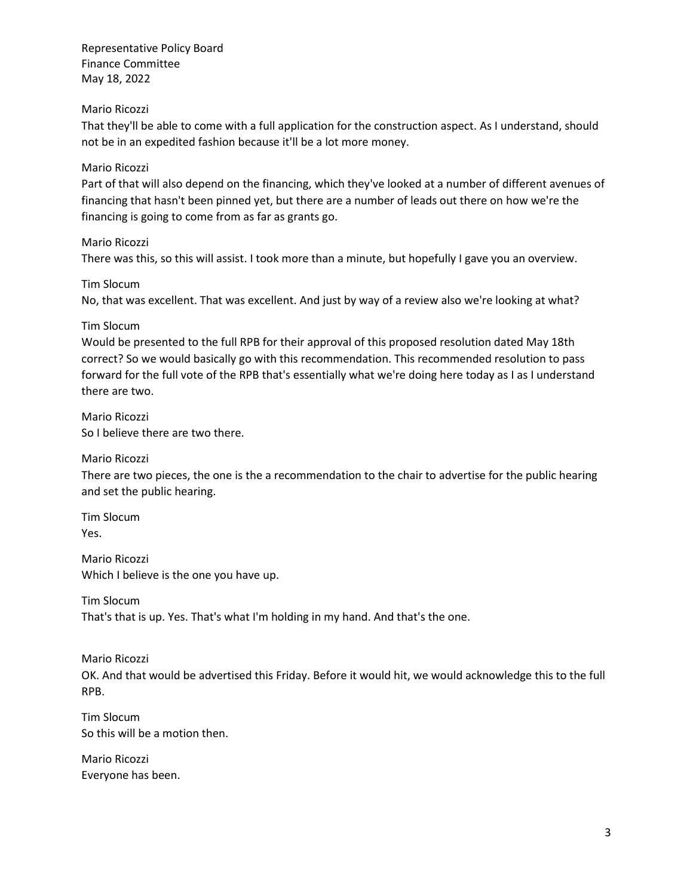Mario Ricozzi
That they'll be able to come with a full application for the construction aspect. As I understand, should not be in an expedited fashion because it'll be a lot more money.

Mario Ricozzi
Part of that will also depend on the financing, which they've looked at a number of different avenues of financing that hasn't been pinned yet, but there are a number of leads out there on how we're the financing is going to come from as far as grants go.

Mario Ricozzi
There was this, so this will assist. I took more than a minute, but hopefully I gave you an overview.

Tim Slocum
No, that was excellent. That was excellent. And just by way of a review also we're looking at what?

Tim Slocum
Would be presented to the full RPB for their approval of this proposed resolution dated May 18th correct? So we would basically go with this recommendation. This recommended resolution to pass forward for the full vote of the RPB that's essentially what we're doing here today as I as I understand there are two.

Mario Ricozzi
So I believe there are two there.

Mario Ricozzi
There are two pieces, the one is the a recommendation to the chair to advertise for the public hearing and set the public hearing.

Tim Slocum
Yes.

Mario Ricozzi
Which I believe is the one you have up.

Tim Slocum
That's that is up. Yes. That's what I'm holding in my hand. And that's the one.

Mario Ricozzi
OK. And that would be advertised this Friday. Before it would hit, we would acknowledge this to the full RPB.

Tim Slocum
So this will be a motion then.

Mario Ricozzi
Everyone has been.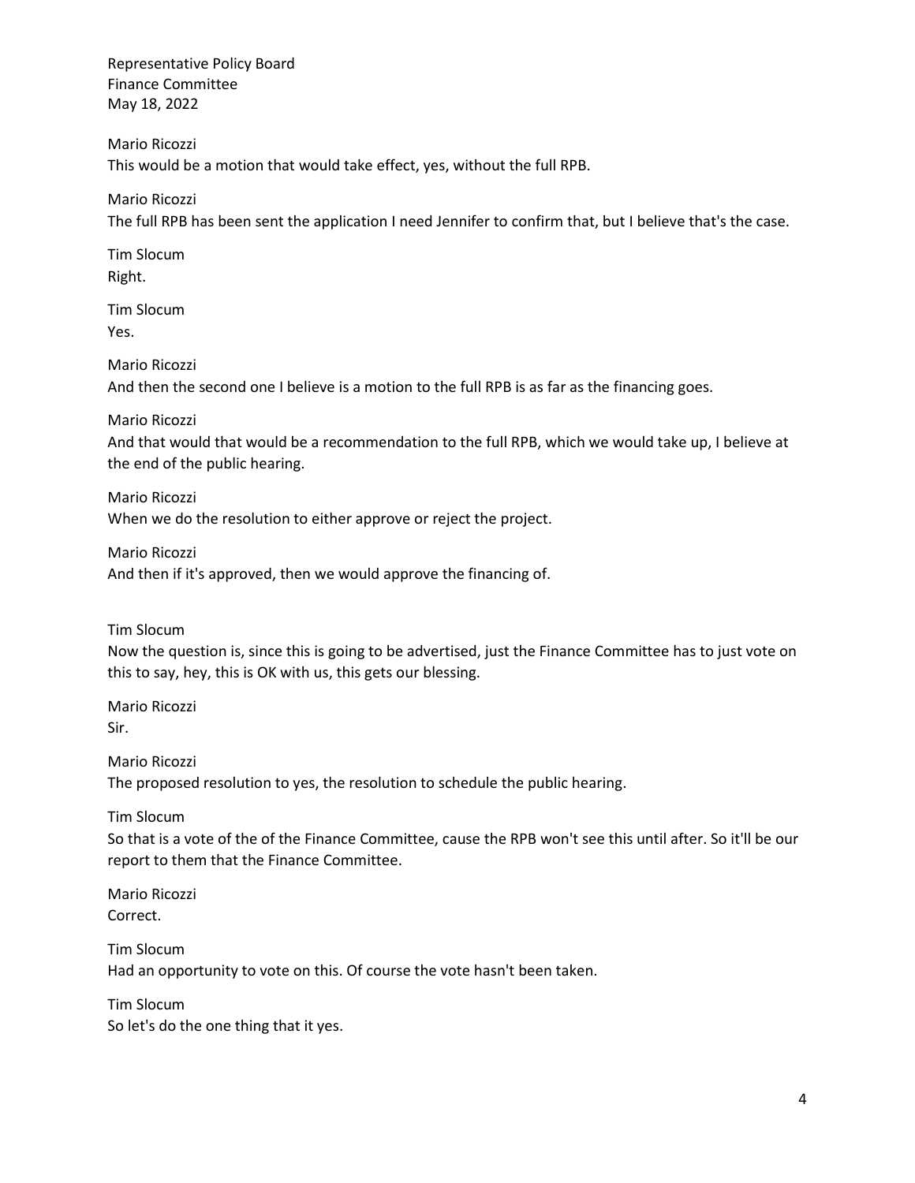Mario Ricozzi
This would be a motion that would take effect, yes, without the full RPB.

Mario Ricozzi
The full RPB has been sent the application I need Jennifer to confirm that, but I believe that's the case.

Tim Slocum
Right.

Tim Slocum
Yes.

Mario Ricozzi
And then the second one I believe is a motion to the full RPB is as far as the financing goes.

Mario Ricozzi
And that would that would be a recommendation to the full RPB, which we would take up, I believe at the end of the public hearing.

Mario Ricozzi
When we do the resolution to either approve or reject the project.

Mario Ricozzi
And then if it's approved, then we would approve the financing of.

Tim Slocum
Now the question is, since this is going to be advertised, just the Finance Committee has to just vote on this to say, hey, this is OK with us, this gets our blessing.

Mario Ricozzi
Sir.

Mario Ricozzi
The proposed resolution to yes, the resolution to schedule the public hearing.

Tim Slocum
So that is a vote of the of the Finance Committee, cause the RPB won't see this until after. So it'll be our report to them that the Finance Committee.

Mario Ricozzi
Correct.

Tim Slocum
Had an opportunity to vote on this. Of course the vote hasn't been taken.

Tim Slocum
So let's do the one thing that it yes.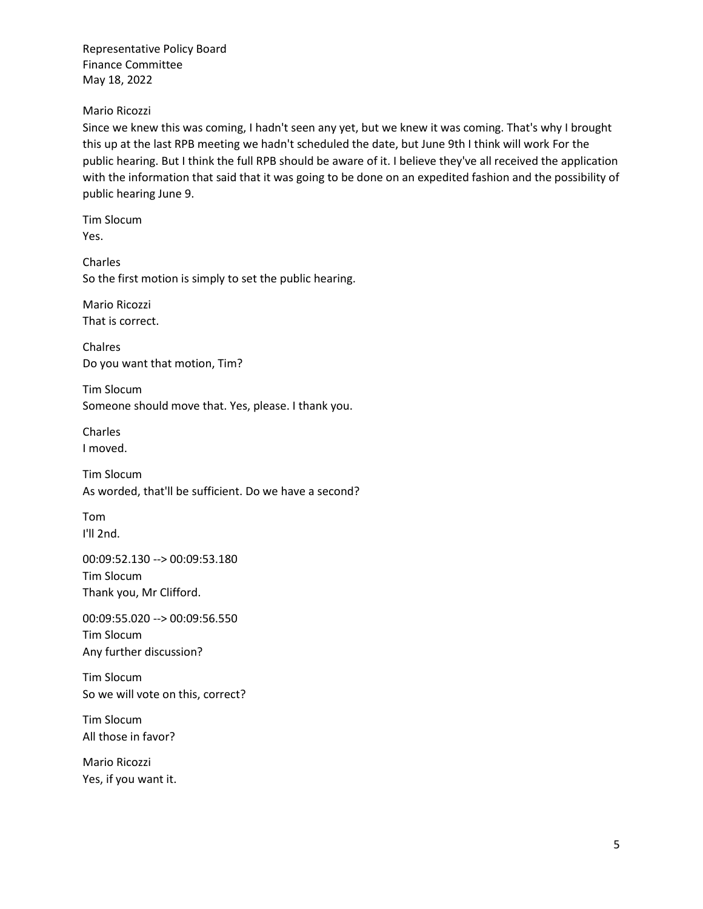Mario Ricozzi
Since we knew this was coming, I hadn't seen any yet, but we knew it was coming. That's why I brought this up at the last RPB meeting we hadn't scheduled the date, but June 9th I think will work For the public hearing. But I think the full RPB should be aware of it. I believe they've all received the application with the information that said that it was going to be done on an expedited fashion and the possibility of public hearing June 9.

Tim Slocum
Yes.

Charles
So the first motion is simply to set the public hearing.

Mario Ricozzi
That is correct.

Chalres
Do you want that motion, Tim?

Tim Slocum
Someone should move that. Yes, please. I thank you.

Charles
I moved.

Tim Slocum
As worded, that'll be sufficient. Do we have a second?

Tom
I'll 2nd.

00:09:52.130 --> 00:09:53.180
Tim Slocum
Thank you, Mr Clifford.

00:09:55.020 --> 00:09:56.550
Tim Slocum
Any further discussion?

Tim Slocum
So we will vote on this, correct?

Tim Slocum
All those in favor?

Mario Ricozzi
Yes, if you want it.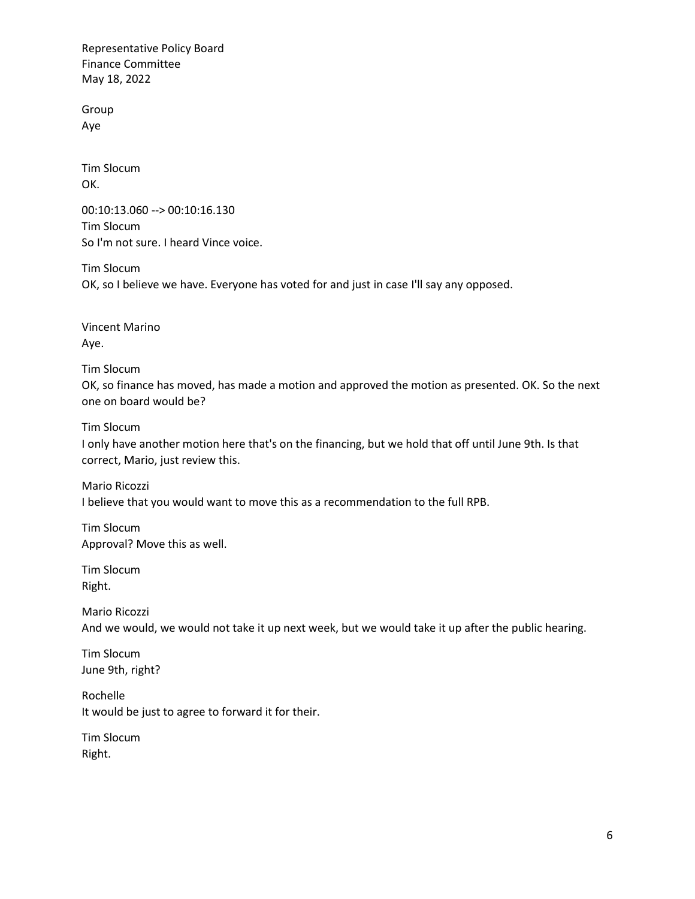Group
Aye

Tim Slocum
OK.

00:10:13.060 --> 00:10:16.130
Tim Slocum
So I'm not sure. I heard Vince voice.

Tim Slocum
OK, so I believe we have. Everyone has voted for and just in case I'll say any opposed.

Vincent Marino
Aye.

Tim Slocum
OK, so finance has moved, has made a motion and approved the motion as presented. OK. So the next one on board would be?

Tim Slocum
I only have another motion here that's on the financing, but we hold that off until June 9th. Is that correct, Mario, just review this.

Mario Ricozzi
I believe that you would want to move this as a recommendation to the full RPB.

Tim Slocum
Approval? Move this as well.

Tim Slocum
Right.

Mario Ricozzi
And we would, we would not take it up next week, but we would take it up after the public hearing.

Tim Slocum
June 9th, right?

Rochelle
It would be just to agree to forward it for their.

Tim Slocum
Right.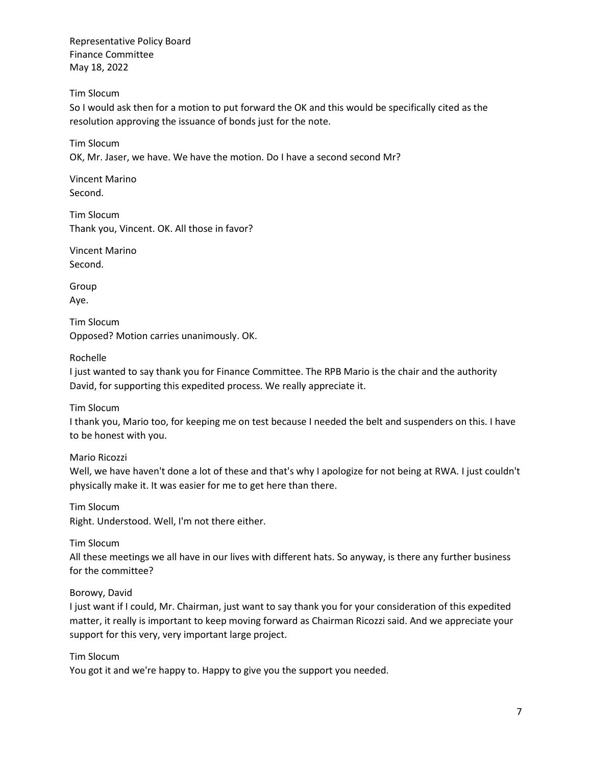Tim Slocum
So I would ask then for a motion to put forward the OK and this would be specifically cited as the resolution approving the issuance of bonds just for the note.

Tim Slocum
OK, Mr. Jaser, we have. We have the motion. Do I have a second second Mr?

Vincent Marino
Second.

Tim Slocum
Thank you, Vincent. OK. All those in favor?

Vincent Marino
Second.

Group
Aye.

Tim Slocum
Opposed? Motion carries unanimously. OK.

Rochelle
I just wanted to say thank you for Finance Committee. The RPB Mario is the chair and the authority David, for supporting this expedited process. We really appreciate it.

Tim Slocum
I thank you, Mario too, for keeping me on test because I needed the belt and suspenders on this. I have to be honest with you.

Mario Ricozzi
Well, we have haven't done a lot of these and that's why I apologize for not being at RWA. I just couldn't physically make it. It was easier for me to get here than there.

Tim Slocum
Right. Understood. Well, I'm not there either.

Tim Slocum
All these meetings we all have in our lives with different hats. So anyway, is there any further business for the committee?

Borowy, David
I just want if I could, Mr. Chairman, just want to say thank you for your consideration of this expedited matter, it really is important to keep moving forward as Chairman Ricozzi said. And we appreciate your support for this very, very important large project.

Tim Slocum
You got it and we're happy to. Happy to give you the support you needed.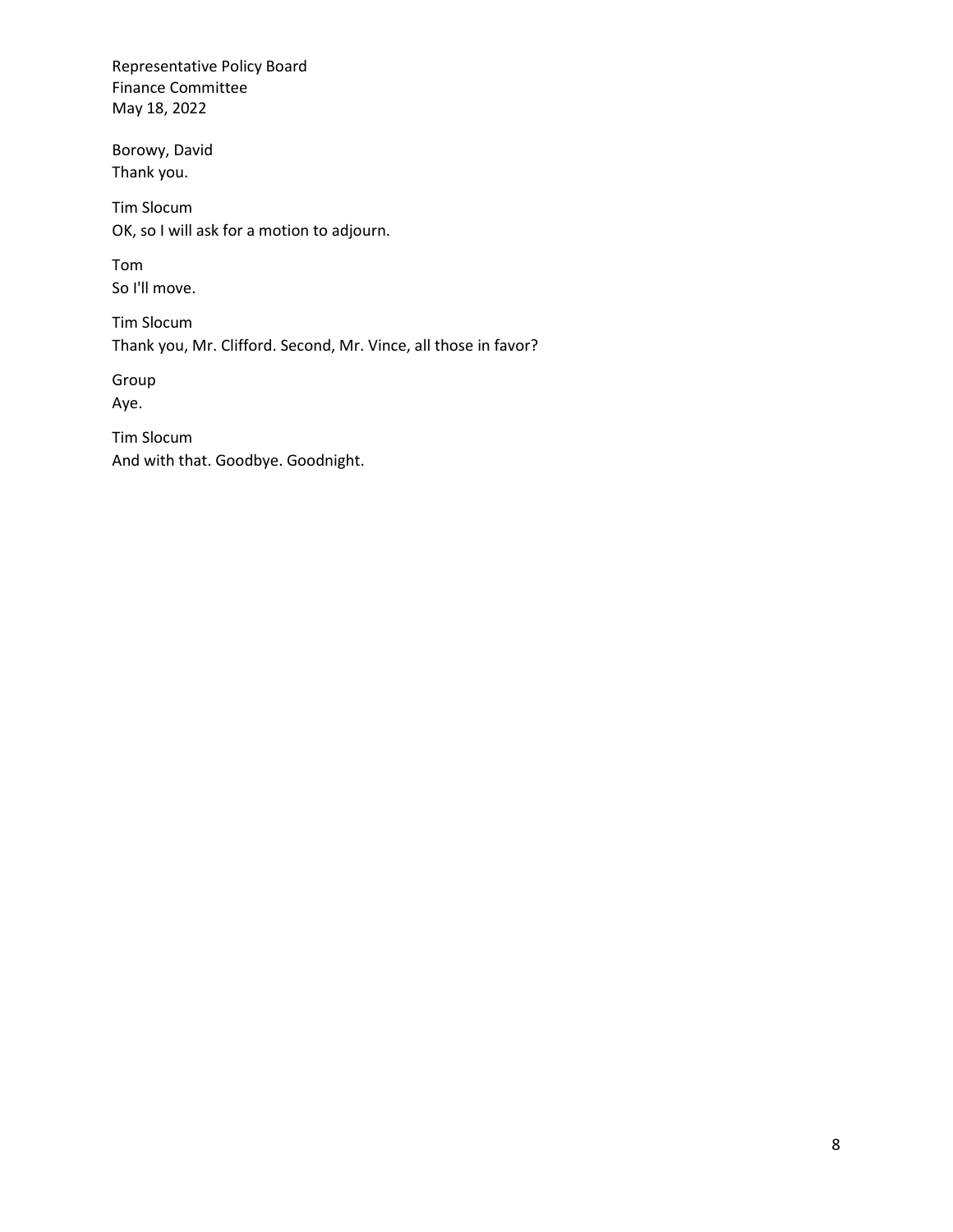Borowy, David
Thank you.

Tim Slocum
OK, so I will ask for a motion to adjourn.

Tom
So I'll move.

Tim Slocum
Thank you, Mr. Clifford. Second, Mr. Vince, all those in favor?

Group
Aye.

Tim Slocum
And with that. Goodbye. Goodnight.